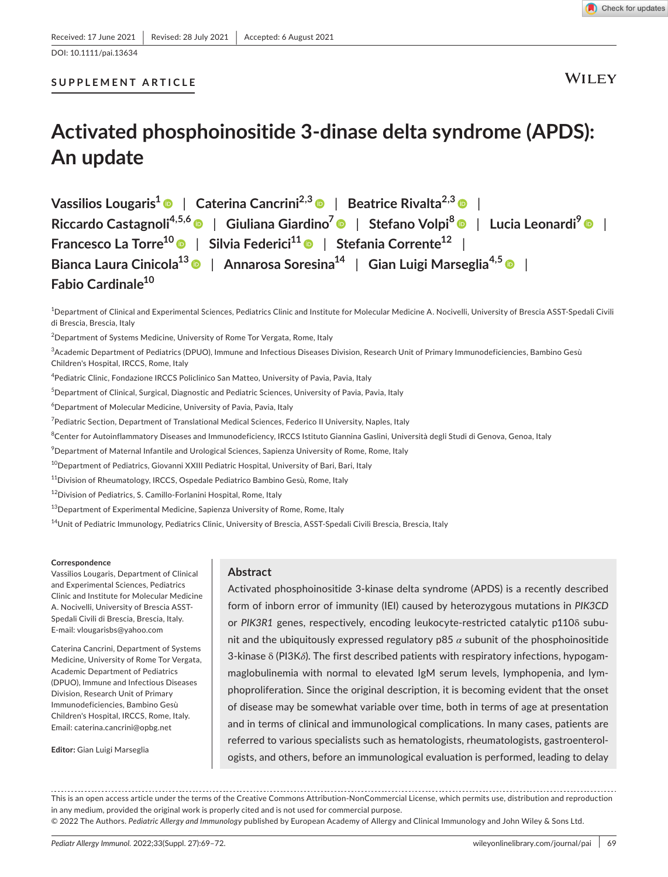Received: 17 June 2021 | Revised: 28 July 2021 | Accepted: 6 August 2021

DOI: 10.1111/pai.13634

SUPPLEMENT ARTICLE

# Activated phosphoinositide 3-dinase delta syndrome (APDS): An update

Vassilios Lougaris[1] | Caterina Cancrini[2,3] | Beatrice Rivalta[2,3] | Riccardo Castagnoli[4,5,6] | Giuliana Giardino[7] | Stefano Volpi[8] | Lucia Leonardi[9] | Francesco La Torre[10] | Silvia Federici[11] | Stefania Corrente[12] | Bianca Laura Cinicola[13] | Annarosa Soresina[14] | Gian Luigi Marseglia[4,5] | Fabio Cardinale[10]

[1]Department of Clinical and Experimental Sciences, Pediatrics Clinic and Institute for Molecular Medicine A. Nocivelli, University of Brescia ASST-Spedali Civili di Brescia, Brescia, Italy

[2]Department of Systems Medicine, University of Rome Tor Vergata, Rome, Italy

[3]Academic Department of Pediatrics (DPUO), Immune and Infectious Diseases Division, Research Unit of Primary Immunodeficiencies, Bambino Gesù Children's Hospital, IRCCS, Rome, Italy

[4]Pediatric Clinic, Fondazione IRCCS Policlinico San Matteo, University of Pavia, Pavia, Italy

[5]Department of Clinical, Surgical, Diagnostic and Pediatric Sciences, University of Pavia, Pavia, Italy

[6]Department of Molecular Medicine, University of Pavia, Pavia, Italy

[7]Pediatric Section, Department of Translational Medical Sciences, Federico II University, Naples, Italy

[8]Center for Autoinflammatory Diseases and Immunodeficiency, IRCCS Istituto Giannina Gaslini, Università degli Studi di Genova, Genoa, Italy

[9]Department of Maternal Infantile and Urological Sciences, Sapienza University of Rome, Rome, Italy

[10]Department of Pediatrics, Giovanni XXIII Pediatric Hospital, University of Bari, Bari, Italy

[11]Division of Rheumatology, IRCCS, Ospedale Pediatrico Bambino Gesù, Rome, Italy

[12]Division of Pediatrics, S. Camillo-Forlanini Hospital, Rome, Italy

[13]Department of Experimental Medicine, Sapienza University of Rome, Rome, Italy

[14]Unit of Pediatric Immunology, Pediatrics Clinic, University of Brescia, ASST-Spedali Civili Brescia, Brescia, Italy

**Correspondence**

Vassilios Lougaris, Department of Clinical and Experimental Sciences, Pediatrics Clinic and Institute for Molecular Medicine A. Nocivelli, University of Brescia ASST-Spedali Civili di Brescia, Brescia, Italy.
E-mail: vlougarisbs@yahoo.com

Caterina Cancrini, Department of Systems Medicine, University of Rome Tor Vergata, Academic Department of Pediatrics (DPUO), Immune and Infectious Diseases Division, Research Unit of Primary Immunodeficiencies, Bambino Gesù Children's Hospital, IRCCS, Rome, Italy.
Email: caterina.cancrini@opbg.net

**Editor:** Gian Luigi Marseglia

## Abstract

Activated phosphoinositide 3-kinase delta syndrome (APDS) is a recently described form of inborn error of immunity (IEI) caused by heterozygous mutations in *PIK3CD* or *PIK3R1* genes, respectively, encoding leukocyte-restricted catalytic p110δ subunit and the ubiquitously expressed regulatory p85 $\alpha$ subunit of the phosphoinositide 3-kinase δ (PI3K$\delta$). The first described patients with respiratory infections, hypogammaglobulinemia with normal to elevated IgM serum levels, lymphopenia, and lymphoproliferation. Since the original description, it is becoming evident that the onset of disease may be somewhat variable over time, both in terms of age at presentation and in terms of clinical and immunological complications. In many cases, patients are referred to various specialists such as hematologists, rheumatologists, gastroenterologists, and others, before an immunological evaluation is performed, leading to delay

This is an open access article under the terms of the Creative Commons Attribution-NonCommercial License, which permits use, distribution and reproduction in any medium, provided the original work is properly cited and is not used for commercial purpose.
© 2022 The Authors. *Pediatric Allergy and Immunology* published by European Academy of Allergy and Clinical Immunology and John Wiley & Sons Ltd.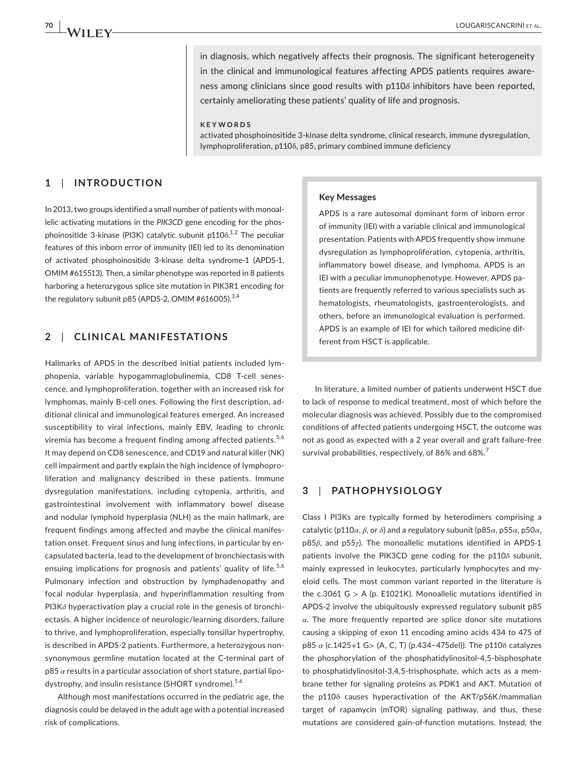in diagnosis, which negatively affects their prognosis. The significant heterogeneity in the clinical and immunological features affecting APDS patients requires awareness among clinicians since good results with p110$\delta$ inhibitors have been reported, certainly ameliorating these patients' quality of life and prognosis.

**KEYWORDS**

activated phosphoinositide 3-kinase delta syndrome, clinical research, immune dysregulation, lymphoproliferation, p110δ, p85, primary combined immune deficiency

## 1 | INTRODUCTION

In 2013, two groups identified a small number of patients with monoallelic activating mutations in the *PIK3CD* gene encoding for the phosphoinositide 3-kinase (PI3K) catalytic subunit p110δ.[1,2] The peculiar features of this inborn error of immunity (IEI) led to its denomination of activated phosphoinositide 3-kinase delta syndrome-1 (APDS-1, OMIM #615513). Then, a similar phenotype was reported in 8 patients harboring a heterozygous splice site mutation in PIK3R1 encoding for the regulatory subunit p85 (APDS-2, OMIM #616005).[3,4]

> **Key Messages**
>
> APDS is a rare autosomal dominant form of inborn error of immunity (IEI) with a variable clinical and immunological presentation. Patients with APDS frequently show immune dysregulation as lymphoproliferation, cytopenia, arthritis, inflammatory bowel disease, and lymphoma. APDS is an IEI with a peculiar immunophenotype. However, APDS patients are frequently referred to various specialists such as hematologists, rheumatologists, gastroenterologists, and others, before an immunological evaluation is performed. APDS is an example of IEI for which tailored medicine different from HSCT is applicable.

## 2 | CLINICAL MANIFESTATIONS

Hallmarks of APDS in the described initial patients included lymphopenia, variable hypogammaglobulinemia, CD8 T-cell senescence, and lymphoproliferation, together with an increased risk for lymphomas, mainly B-cell ones. Following the first description, additional clinical and immunological features emerged. An increased susceptibility to viral infections, mainly EBV, leading to chronic viremia has become a frequent finding among affected patients.[5,6] It may depend on CD8 senescence, and CD19 and natural killer (NK) cell impairment and partly explain the high incidence of lymphoproliferation and malignancy described in these patients. Immune dysregulation manifestations, including cytopenia, arthritis, and gastrointestinal involvement with inflammatory bowel disease and nodular lymphoid hyperplasia (NLH) as the main hallmark, are frequent findings among affected and maybe the clinical manifestation onset. Frequent sinus and lung infections, in particular by encapsulated bacteria, lead to the development of bronchiectasis with ensuing implications for prognosis and patients' quality of life.[5,6] Pulmonary infection and obstruction by lymphadenopathy and focal nodular hyperplasia, and hyperinflammation resulting from PI3K$\delta$ hyperactivation play a crucial role in the genesis of bronchiectasis. A higher incidence of neurologic/learning disorders, failure to thrive, and lymphoproliferation, especially tonsillar hypertrophy, is described in APDS-2 patients. Furthermore, a heterozygous nonsynonymous germline mutation located at the C-terminal part of p85 $\alpha$ results in a particular association of short stature, partial lipodystrophy, and insulin resistance (SHORT syndrome).[5,6]

Although most manifestations occurred in the pediatric age, the diagnosis could be delayed in the adult age with a potential increased risk of complications.

In literature, a limited number of patients underwent HSCT due to lack of response to medical treatment, most of which before the molecular diagnosis was achieved. Possibly due to the compromised conditions of affected patients undergoing HSCT, the outcome was not as good as expected with a 2 year overall and graft failure-free survival probabilities, respectively, of 86% and 68%.[7]

## 3 | PATHOPHYSIOLOGY

Class I PI3Ks are typically formed by heterodimers comprising a catalytic (p110$\alpha$, $\beta$, or $\delta$) and a regulatory subunit (p85$\alpha$, p55$\alpha$, p50$\alpha$, p85$\beta$, and p55$\gamma$). The monoallelic mutations identified in APDS-1 patients involve the PIK3CD gene coding for the p110δ subunit, mainly expressed in leukocytes, particularly lymphocytes and myeloid cells. The most common variant reported in the literature is the c.3061 G > A (p. E1021K). Monoallelic mutations identified in APDS-2 involve the ubiquitously expressed regulatory subunit p85 $\alpha$. The more frequently reported are splice donor site mutations causing a skipping of exon 11 encoding amino acids 434 to 475 of p85 $\alpha$ (c.1425+1 G> (A, C, T) (p.434–475del)). The p110δ catalyzes the phosphorylation of the phosphatidylinositol-4,5-bisphosphate to phosphatidylinositol-3,4,5-trisphosphate, which acts as a membrane tether for signaling proteins as PDK1 and AKT. Mutation of the p110δ causes hyperactivation of the AKT/pS6K/mammalian target of rapamycin (mTOR) signaling pathway, and thus, these mutations are considered gain-of-function mutations. Instead, the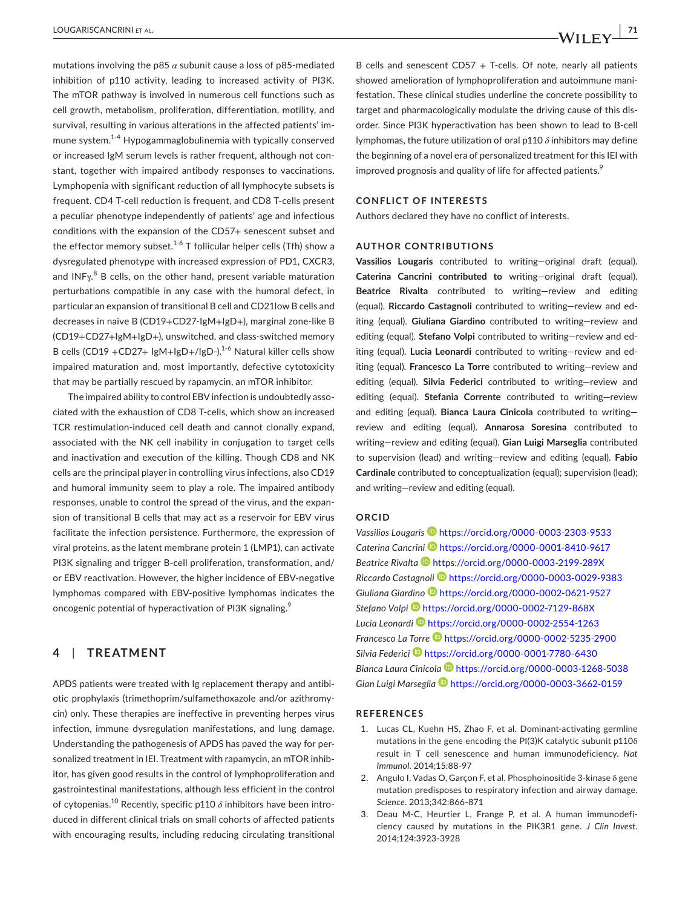mutations involving the p85 $\alpha$ subunit cause a loss of p85-mediated inhibition of p110 activity, leading to increased activity of PI3K. The mTOR pathway is involved in numerous cell functions such as cell growth, metabolism, proliferation, differentiation, motility, and survival, resulting in various alterations in the affected patients' immune system.[1-4] Hypogammaglobulinemia with typically conserved or increased IgM serum levels is rather frequent, although not constant, together with impaired antibody responses to vaccinations. Lymphopenia with significant reduction of all lymphocyte subsets is frequent. CD4 T-cell reduction is frequent, and CD8 T-cells present a peculiar phenotype independently of patients' age and infectious conditions with the expansion of the CD57+ senescent subset and the effector memory subset.[1-6] T follicular helper cells (Tfh) show a dysregulated phenotype with increased expression of PD1, CXCR3, and INFγ.[8] B cells, on the other hand, present variable maturation perturbations compatible in any case with the humoral defect, in particular an expansion of transitional B cell and CD21low B cells and decreases in naive B (CD19+CD27-IgM+IgD+), marginal zone-like B (CD19+CD27+IgM+IgD+), unswitched, and class-switched memory B cells (CD19 +CD27+ IgM+IgD+/IgD-).[1-6] Natural killer cells show impaired maturation and, most importantly, defective cytotoxicity that may be partially rescued by rapamycin, an mTOR inhibitor.

The impaired ability to control EBV infection is undoubtedly associated with the exhaustion of CD8 T-cells, which show an increased TCR restimulation-induced cell death and cannot clonally expand, associated with the NK cell inability in conjugation to target cells and inactivation and execution of the killing. Though CD8 and NK cells are the principal player in controlling virus infections, also CD19 and humoral immunity seem to play a role. The impaired antibody responses, unable to control the spread of the virus, and the expansion of transitional B cells that may act as a reservoir for EBV virus facilitate the infection persistence. Furthermore, the expression of viral proteins, as the latent membrane protein 1 (LMP1), can activate PI3K signaling and trigger B-cell proliferation, transformation, and/or EBV reactivation. However, the higher incidence of EBV-negative lymphomas compared with EBV-positive lymphomas indicates the oncogenic potential of hyperactivation of PI3K signaling.[9]

## 4 | TREATMENT

APDS patients were treated with Ig replacement therapy and antibiotic prophylaxis (trimethoprim/sulfamethoxazole and/or azithromycin) only. These therapies are ineffective in preventing herpes virus infection, immune dysregulation manifestations, and lung damage. Understanding the pathogenesis of APDS has paved the way for personalized treatment in IEI. Treatment with rapamycin, an mTOR inhibitor, has given good results in the control of lymphoproliferation and gastrointestinal manifestations, although less efficient in the control of cytopenias.[10] Recently, specific p110 $\delta$ inhibitors have been introduced in different clinical trials on small cohorts of affected patients with encouraging results, including reducing circulating transitional B cells and senescent CD57 + T-cells. Of note, nearly all patients showed amelioration of lymphoproliferation and autoimmune manifestation. These clinical studies underline the concrete possibility to target and pharmacologically modulate the driving cause of this disorder. Since PI3K hyperactivation has been shown to lead to B-cell lymphomas, the future utilization of oral p110 $\delta$ inhibitors may define the beginning of a novel era of personalized treatment for this IEI with improved prognosis and quality of life for affected patients.[9]

### CONFLICT OF INTERESTS

Authors declared they have no conflict of interests.

### AUTHOR CONTRIBUTIONS

**Vassilios Lougaris** contributed to writing—original draft (equal). **Caterina Cancrini contributed to** writing—original draft (equal). **Beatrice Rivalta** contributed to writing—review and editing (equal). **Riccardo Castagnoli** contributed to writing—review and editing (equal). **Giuliana Giardino** contributed to writing—review and editing (equal). **Stefano Volpi** contributed to writing—review and editing (equal). **Lucia Leonardi** contributed to writing—review and editing (equal). **Francesco La Torre** contributed to writing—review and editing (equal). **Silvia Federici** contributed to writing—review and editing (equal). **Stefania Corrente** contributed to writing—review and editing (equal). **Bianca Laura Cinicola** contributed to writing—review and editing (equal). **Annarosa Soresina** contributed to writing—review and editing (equal). **Gian Luigi Marseglia** contributed to supervision (lead) and writing—review and editing (equal). **Fabio Cardinale** contributed to conceptualization (equal); supervision (lead); and writing—review and editing (equal).

### ORCID

*Vassilios Lougaris* https://orcid.org/0000-0003-2303-9533
*Caterina Cancrini* https://orcid.org/0000-0001-8410-9617
*Beatrice Rivalta* https://orcid.org/0000-0003-2199-289X
*Riccardo Castagnoli* https://orcid.org/0000-0003-0029-9383
*Giuliana Giardino* https://orcid.org/0000-0002-0621-9527
*Stefano Volpi* https://orcid.org/0000-0002-7129-868X
*Lucia Leonardi* https://orcid.org/0000-0002-2554-1263
*Francesco La Torre* https://orcid.org/0000-0002-5235-2900
*Silvia Federici* https://orcid.org/0000-0001-7780-6430
*Bianca Laura Cinicola* https://orcid.org/0000-0003-1268-5038
*Gian Luigi Marseglia* https://orcid.org/0000-0003-3662-0159

### REFERENCES

1. Lucas CL, Kuehn HS, Zhao F, et al. Dominant-activating germline mutations in the gene encoding the PI(3)K catalytic subunit p110δ result in T cell senescence and human immunodeficiency. *Nat Immunol*. 2014;15:88-97
2. Angulo I, Vadas O, Garçon F, et al. Phosphoinositide 3-kinase δ gene mutation predisposes to respiratory infection and airway damage. *Science*. 2013;342:866-871
3. Deau M-C, Heurtier L, Frange P, et al. A human immunodeficiency caused by mutations in the PIK3R1 gene. *J Clin Invest*. 2014;124:3923-3928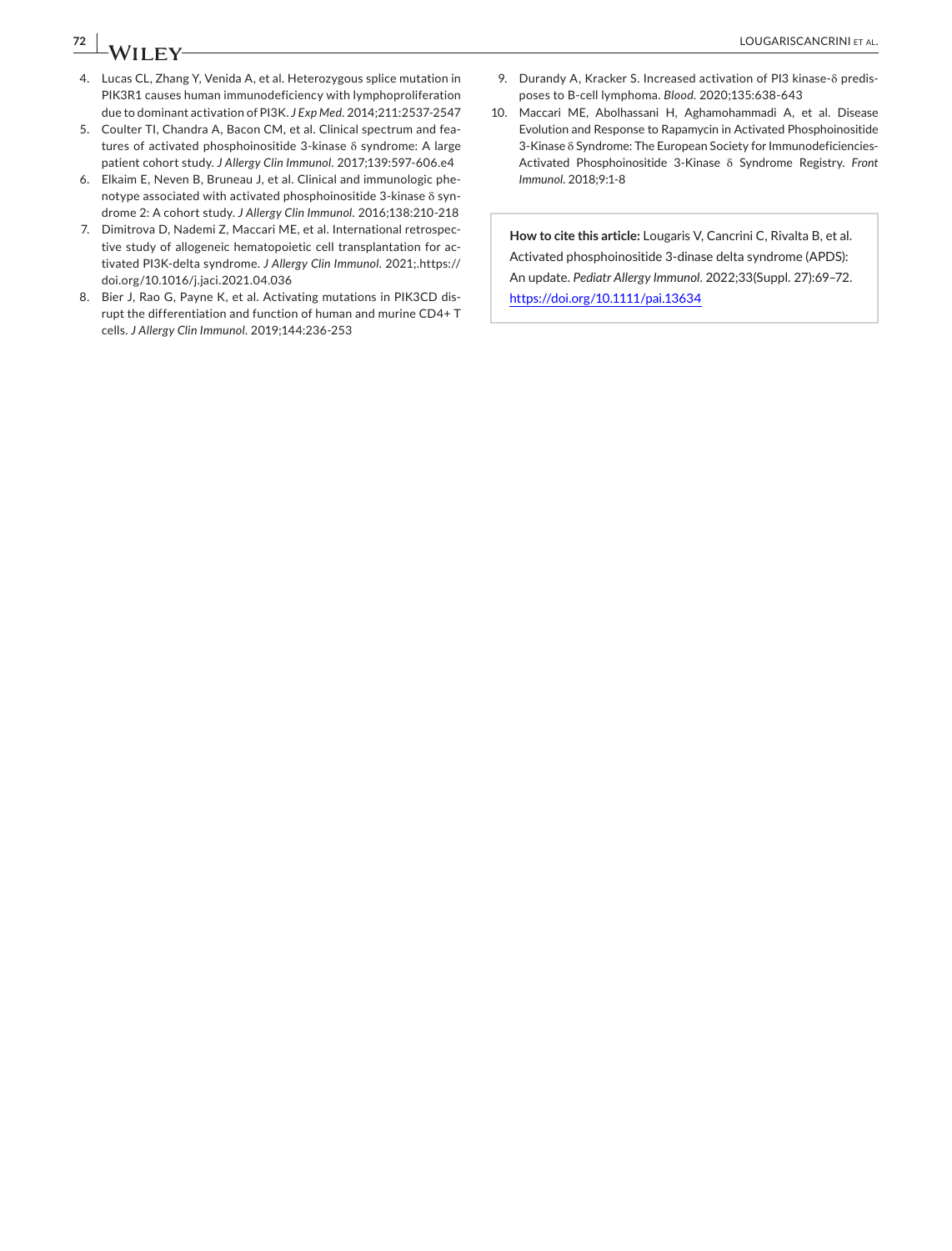4. Lucas CL, Zhang Y, Venida A, et al. Heterozygous splice mutation in PIK3R1 causes human immunodeficiency with lymphoproliferation due to dominant activation of PI3K. *J Exp Med*. 2014;211:2537-2547
5. Coulter TI, Chandra A, Bacon CM, et al. Clinical spectrum and features of activated phosphoinositide 3-kinase δ syndrome: A large patient cohort study. *J Allergy Clin Immunol*. 2017;139:597-606.e4
6. Elkaim E, Neven B, Bruneau J, et al. Clinical and immunologic phenotype associated with activated phosphoinositide 3-kinase δ syndrome 2: A cohort study. *J Allergy Clin Immunol*. 2016;138:210-218
7. Dimitrova D, Nademi Z, Maccari ME, et al. International retrospective study of allogeneic hematopoietic cell transplantation for activated PI3K-delta syndrome. *J Allergy Clin Immunol*. 2021;.https://doi.org/10.1016/j.jaci.2021.04.036
8. Bier J, Rao G, Payne K, et al. Activating mutations in PIK3CD disrupt the differentiation and function of human and murine CD4+ T cells. *J Allergy Clin Immunol*. 2019;144:236-253
9. Durandy A, Kracker S. Increased activation of PI3 kinase-δ predisposes to B-cell lymphoma. *Blood*. 2020;135:638-643
10. Maccari ME, Abolhassani H, Aghamohammadi A, et al. Disease Evolution and Response to Rapamycin in Activated Phosphoinositide 3-Kinase δ Syndrome: The European Society for Immunodeficiencies-Activated Phosphoinositide 3-Kinase δ Syndrome Registry. *Front Immunol*. 2018;9:1-8

**How to cite this article:** Lougaris V, Cancrini C, Rivalta B, et al. Activated phosphoinositide 3-dinase delta syndrome (APDS): An update. *Pediatr Allergy Immunol*. 2022;33(Suppl. 27):69–72. https://doi.org/10.1111/pai.13634